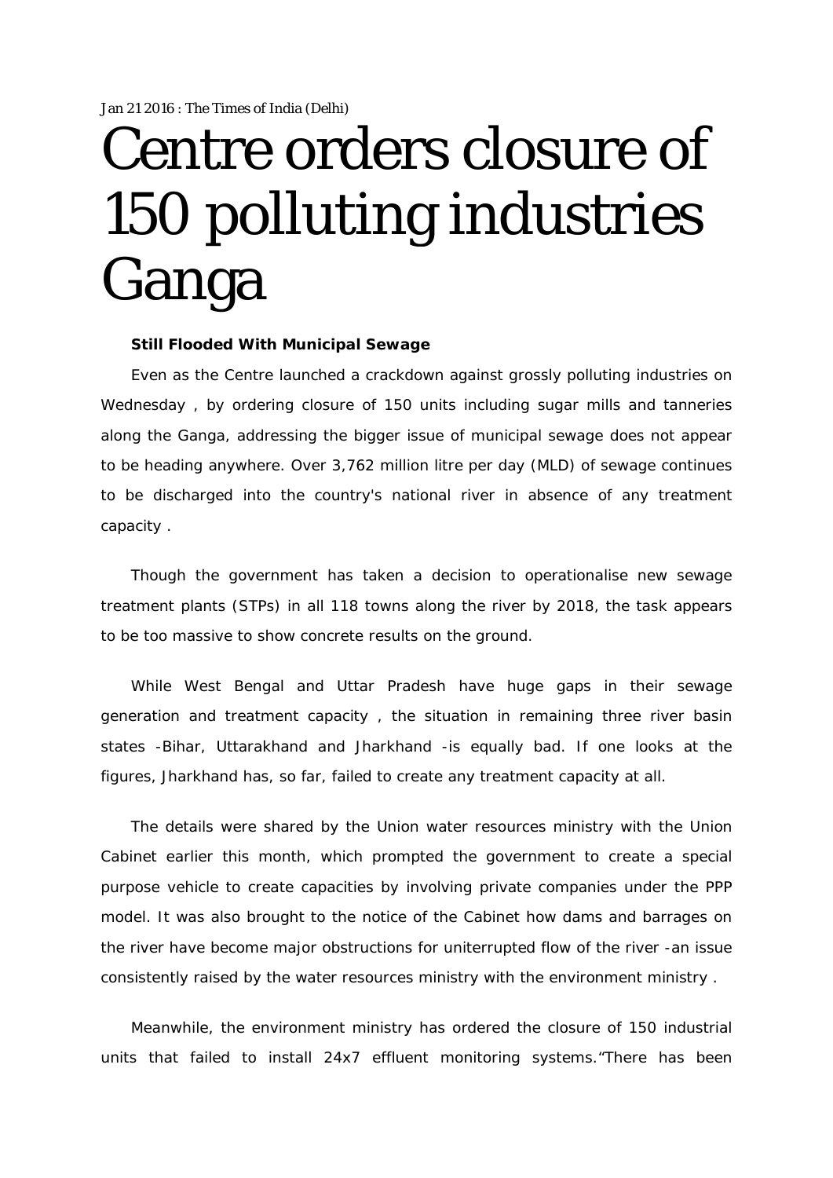Jan 21 2016 : The Times of India (Delhi)

# Centre orders closure of 150 polluting industries Ganga

**Still Flooded With Municipal Sewage**

Even as the Centre launched a crackdown against grossly polluting industries on Wednesday , by ordering closure of 150 units including sugar mills and tanneries along the Ganga, addressing the bigger issue of municipal sewage does not appear to be heading anywhere. Over 3,762 million litre per day (MLD) of sewage continues to be discharged into the country's national river in absence of any treatment capacity .

Though the government has taken a decision to operationalise new sewage treatment plants (STPs) in all 118 towns along the river by 2018, the task appears to be too massive to show concrete results on the ground.

While West Bengal and Uttar Pradesh have huge gaps in their sewage generation and treatment capacity , the situation in remaining three river basin states -Bihar, Uttarakhand and Jharkhand -is equally bad. If one looks at the figures, Jharkhand has, so far, failed to create any treatment capacity at all.

The details were shared by the Union water resources ministry with the Union Cabinet earlier this month, which prompted the government to create a special purpose vehicle to create capacities by involving private companies under the PPP model. It was also brought to the notice of the Cabinet how dams and barrages on the river have become major obstructions for uninterrupted flow of the river -an issue consistently raised by the water resources ministry with the environment ministry .

Meanwhile, the environment ministry has ordered the closure of 150 industrial units that failed to install 24x7 effluent monitoring systems."There has been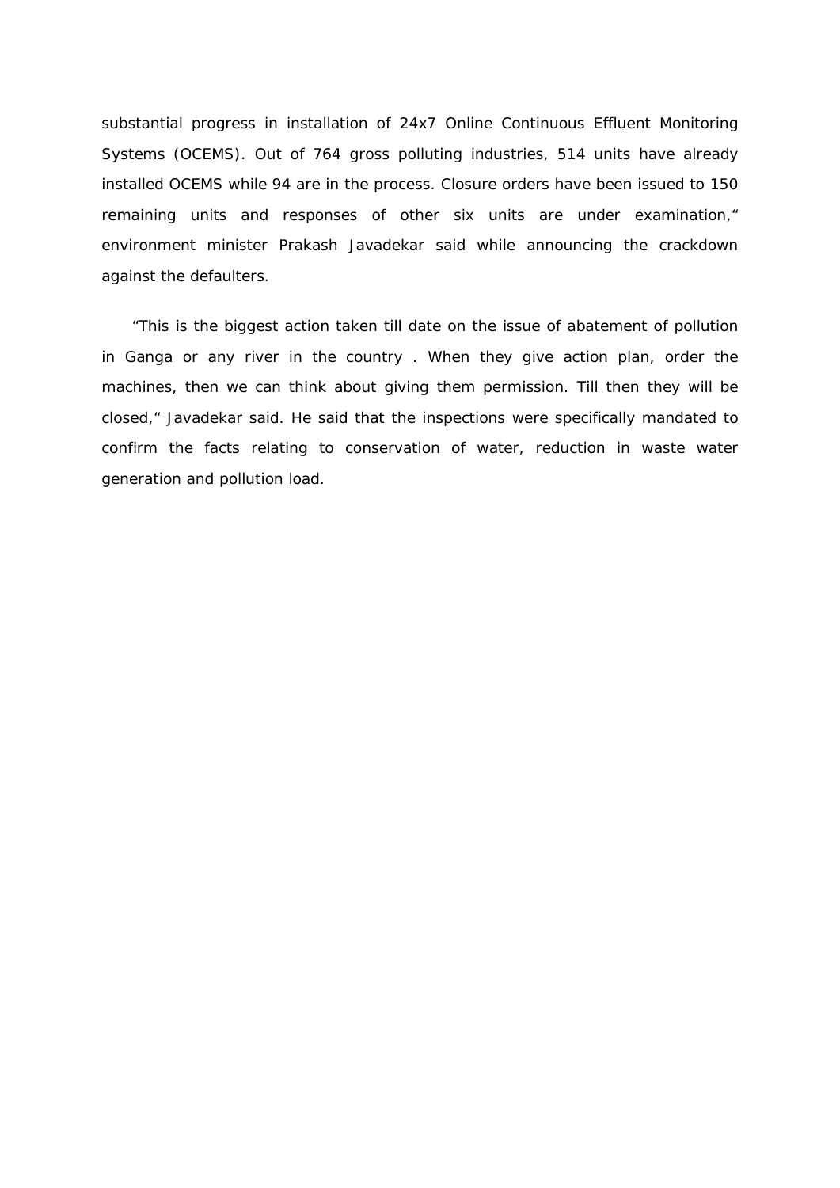substantial progress in installation of 24x7 Online Continuous Effluent Monitoring Systems (OCEMS). Out of 764 gross polluting industries, 514 units have already installed OCEMS while 94 are in the process. Closure orders have been issued to 150 remaining units and responses of other six units are under examination," environment minister Prakash Javadekar said while announcing the crackdown against the defaulters.

"This is the biggest action taken till date on the issue of abatement of pollution in Ganga or any river in the country . When they give action plan, order the machines, then we can think about giving them permission. Till then they will be closed," Javadekar said. He said that the inspections were specifically mandated to confirm the facts relating to conservation of water, reduction in waste water generation and pollution load.